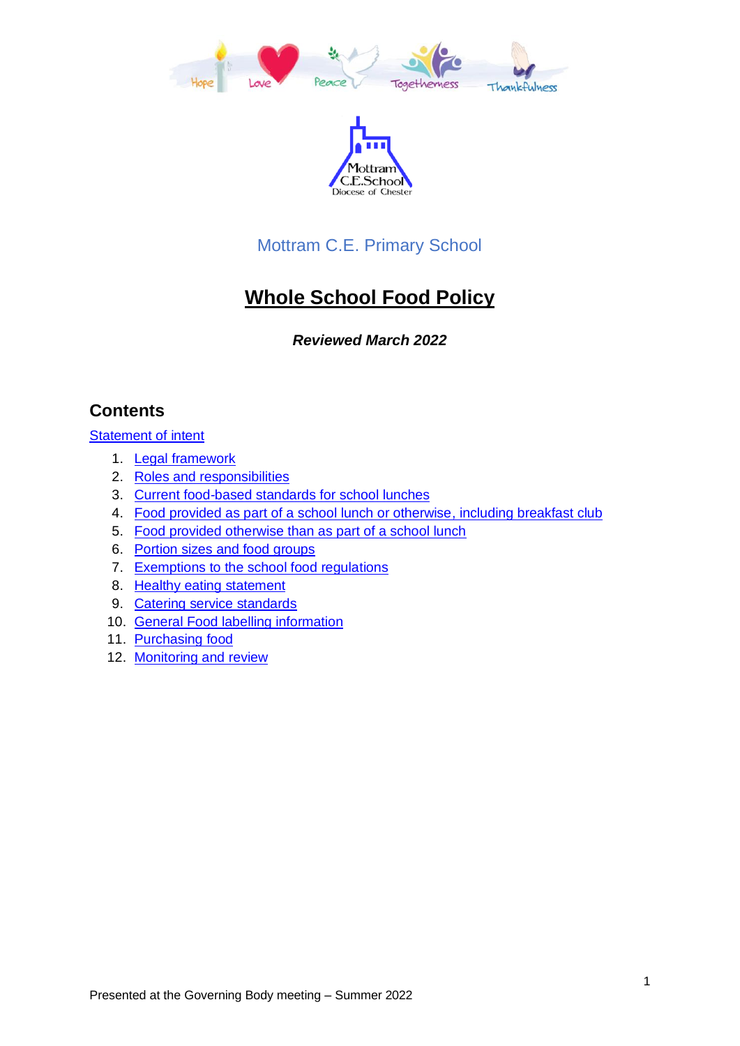Mottram C.E. Primary School

# Whole School Food Policy

***Reviewed March 2022***

## Contents

Statement of intent

1. Legal framework
2. Roles and responsibilities
3. Current food-based standards for school lunches
4. Food provided as part of a school lunch or otherwise, including breakfast club
5. Food provided otherwise than as part of a school lunch
6. Portion sizes and food groups
7. Exemptions to the school food regulations
8. Healthy eating statement
9. Catering service standards
10. General Food labelling information
11. Purchasing food
12. Monitoring and review

Presented at the Governing Body meeting – Summer 2022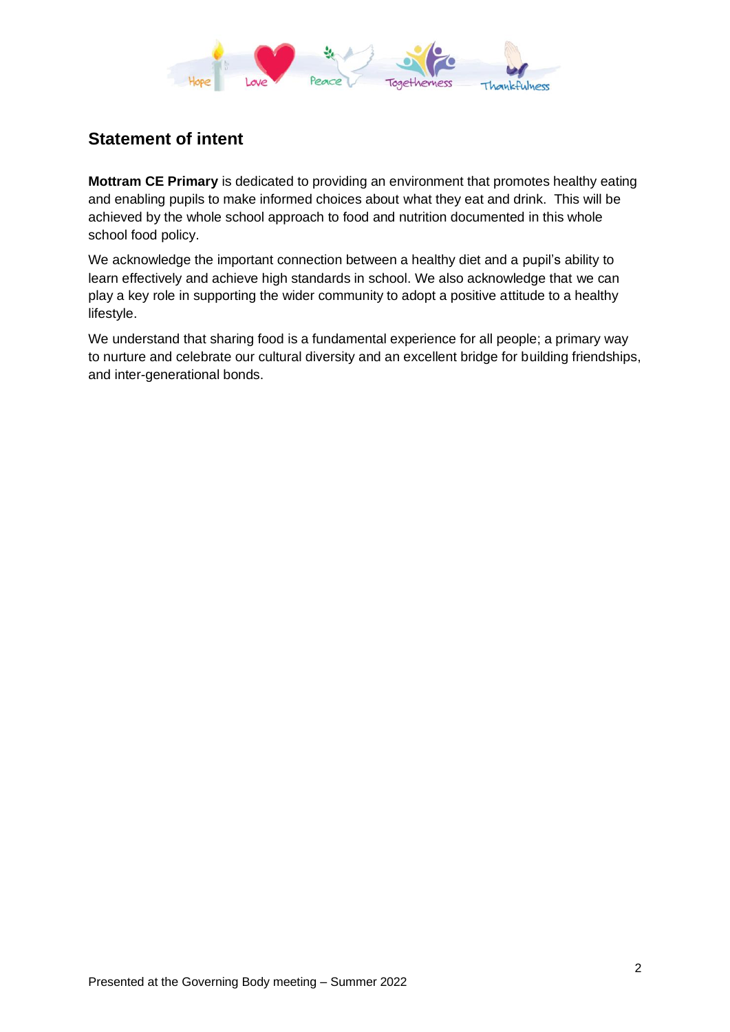## Statement of intent

**Mottram CE Primary** is dedicated to providing an environment that promotes healthy eating and enabling pupils to make informed choices about what they eat and drink. This will be achieved by the whole school approach to food and nutrition documented in this whole school food policy.

We acknowledge the important connection between a healthy diet and a pupil's ability to learn effectively and achieve high standards in school. We also acknowledge that we can play a key role in supporting the wider community to adopt a positive attitude to a healthy lifestyle.

We understand that sharing food is a fundamental experience for all people; a primary way to nurture and celebrate our cultural diversity and an excellent bridge for building friendships, and inter-generational bonds.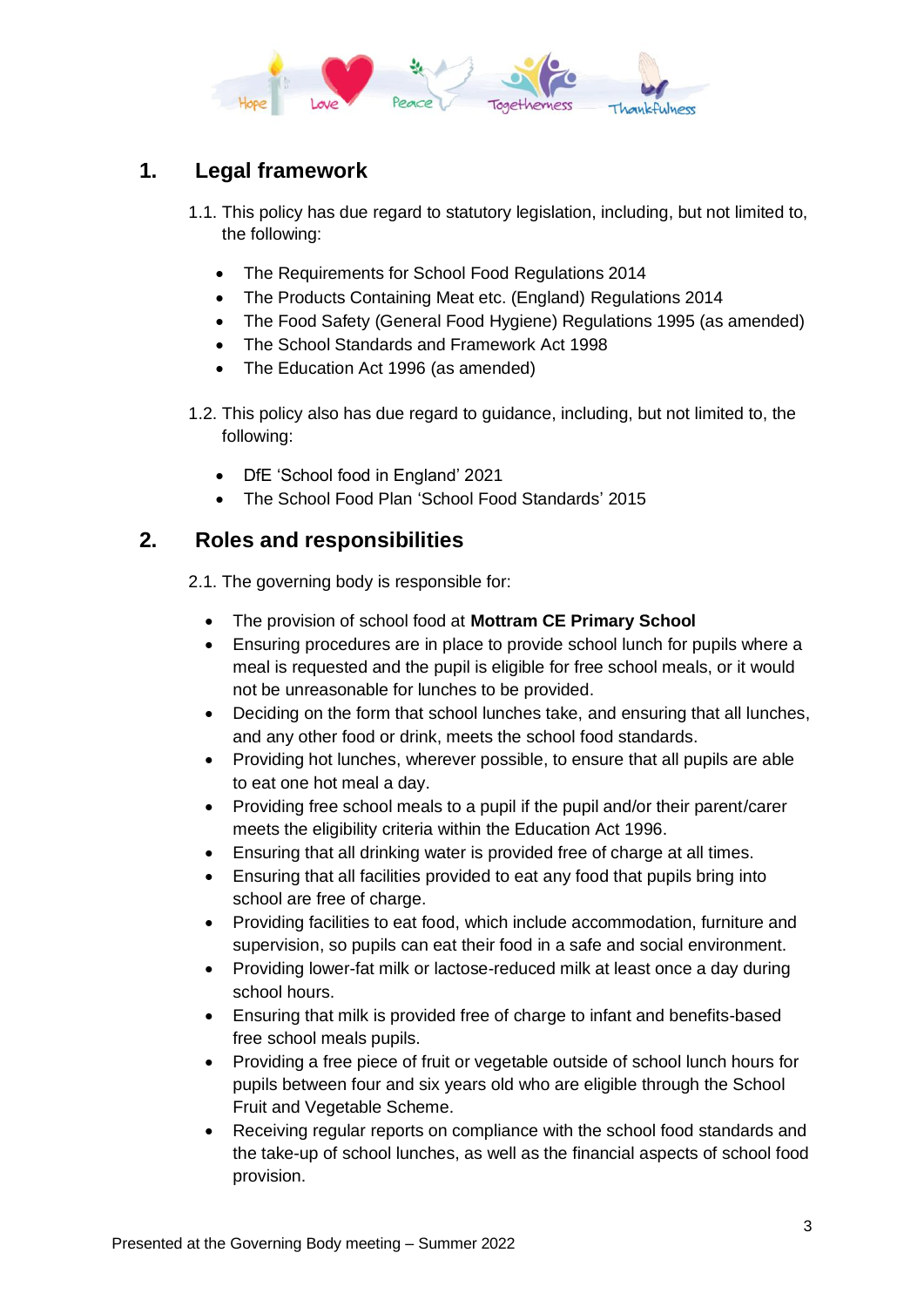## 1. Legal framework

1.1. This policy has due regard to statutory legislation, including, but not limited to, the following:

- The Requirements for School Food Regulations 2014
- The Products Containing Meat etc. (England) Regulations 2014
- The Food Safety (General Food Hygiene) Regulations 1995 (as amended)
- The School Standards and Framework Act 1998
- The Education Act 1996 (as amended)

1.2. This policy also has due regard to guidance, including, but not limited to, the following:

- DfE 'School food in England' 2021
- The School Food Plan 'School Food Standards' 2015

## 2. Roles and responsibilities

2.1. The governing body is responsible for:

- The provision of school food at **Mottram CE Primary School**
- Ensuring procedures are in place to provide school lunch for pupils where a meal is requested and the pupil is eligible for free school meals, or it would not be unreasonable for lunches to be provided.
- Deciding on the form that school lunches take, and ensuring that all lunches, and any other food or drink, meets the school food standards.
- Providing hot lunches, wherever possible, to ensure that all pupils are able to eat one hot meal a day.
- Providing free school meals to a pupil if the pupil and/or their parent/carer meets the eligibility criteria within the Education Act 1996.
- Ensuring that all drinking water is provided free of charge at all times.
- Ensuring that all facilities provided to eat any food that pupils bring into school are free of charge.
- Providing facilities to eat food, which include accommodation, furniture and supervision, so pupils can eat their food in a safe and social environment.
- Providing lower-fat milk or lactose-reduced milk at least once a day during school hours.
- Ensuring that milk is provided free of charge to infant and benefits-based free school meals pupils.
- Providing a free piece of fruit or vegetable outside of school lunch hours for pupils between four and six years old who are eligible through the School Fruit and Vegetable Scheme.
- Receiving regular reports on compliance with the school food standards and the take-up of school lunches, as well as the financial aspects of school food provision.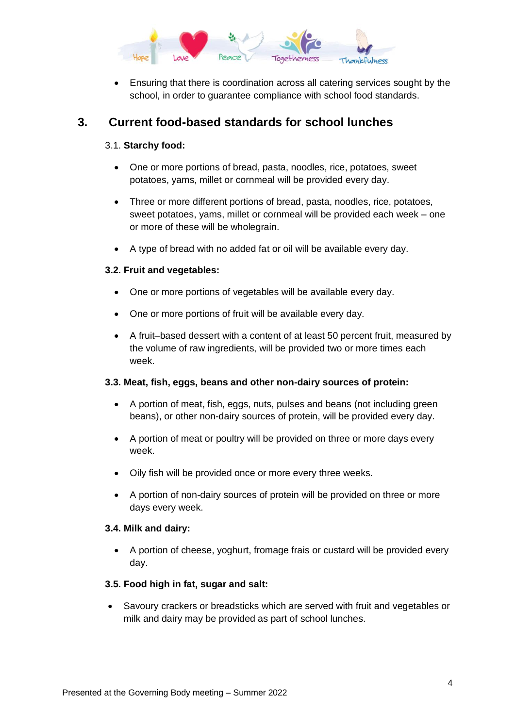- Ensuring that there is coordination across all catering services sought by the school, in order to guarantee compliance with school food standards.

## 3. Current food-based standards for school lunches

### 3.1. **Starchy food:**

- One or more portions of bread, pasta, noodles, rice, potatoes, sweet potatoes, yams, millet or cornmeal will be provided every day.
- Three or more different portions of bread, pasta, noodles, rice, potatoes, sweet potatoes, yams, millet or cornmeal will be provided each week – one or more of these will be wholegrain.
- A type of bread with no added fat or oil will be available every day.

### 3.2. Fruit and vegetables:

- One or more portions of vegetables will be available every day.
- One or more portions of fruit will be available every day.
- A fruit–based dessert with a content of at least 50 percent fruit, measured by the volume of raw ingredients, will be provided two or more times each week.

### 3.3. Meat, fish, eggs, beans and other non-dairy sources of protein:

- A portion of meat, fish, eggs, nuts, pulses and beans (not including green beans), or other non-dairy sources of protein, will be provided every day.
- A portion of meat or poultry will be provided on three or more days every week.
- Oily fish will be provided once or more every three weeks.
- A portion of non-dairy sources of protein will be provided on three or more days every week.

### 3.4. Milk and dairy:

- A portion of cheese, yoghurt, fromage frais or custard will be provided every day.

### 3.5. Food high in fat, sugar and salt:

- Savoury crackers or breadsticks which are served with fruit and vegetables or milk and dairy may be provided as part of school lunches.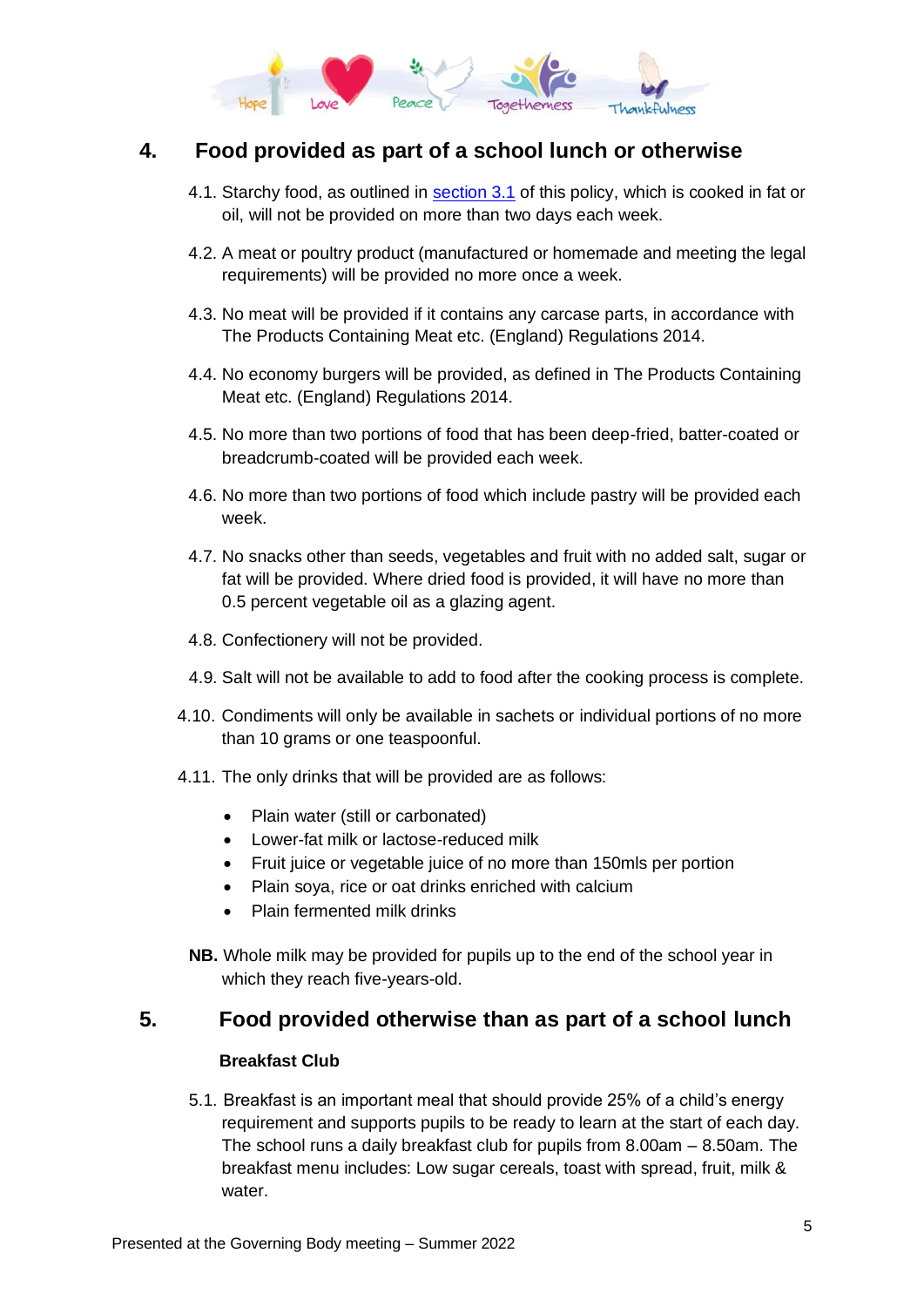## 4. Food provided as part of a school lunch or otherwise

4.1. Starchy food, as outlined in section 3.1 of this policy, which is cooked in fat or oil, will not be provided on more than two days each week.

4.2. A meat or poultry product (manufactured or homemade and meeting the legal requirements) will be provided no more once a week.

4.3. No meat will be provided if it contains any carcase parts, in accordance with The Products Containing Meat etc. (England) Regulations 2014.

4.4. No economy burgers will be provided, as defined in The Products Containing Meat etc. (England) Regulations 2014.

4.5. No more than two portions of food that has been deep-fried, batter-coated or breadcrumb-coated will be provided each week.

4.6. No more than two portions of food which include pastry will be provided each week.

4.7. No snacks other than seeds, vegetables and fruit with no added salt, sugar or fat will be provided. Where dried food is provided, it will have no more than 0.5 percent vegetable oil as a glazing agent.

4.8. Confectionery will not be provided.

4.9. Salt will not be available to add to food after the cooking process is complete.

4.10. Condiments will only be available in sachets or individual portions of no more than 10 grams or one teaspoonful.

4.11. The only drinks that will be provided are as follows:

- Plain water (still or carbonated)
- Lower-fat milk or lactose-reduced milk
- Fruit juice or vegetable juice of no more than 150mls per portion
- Plain soya, rice or oat drinks enriched with calcium
- Plain fermented milk drinks

**NB.** Whole milk may be provided for pupils up to the end of the school year in which they reach five-years-old.

## 5. Food provided otherwise than as part of a school lunch

**Breakfast Club**

5.1. Breakfast is an important meal that should provide 25% of a child's energy requirement and supports pupils to be ready to learn at the start of each day. The school runs a daily breakfast club for pupils from 8.00am – 8.50am. The breakfast menu includes: Low sugar cereals, toast with spread, fruit, milk & water.

Presented at the Governing Body meeting – Summer 2022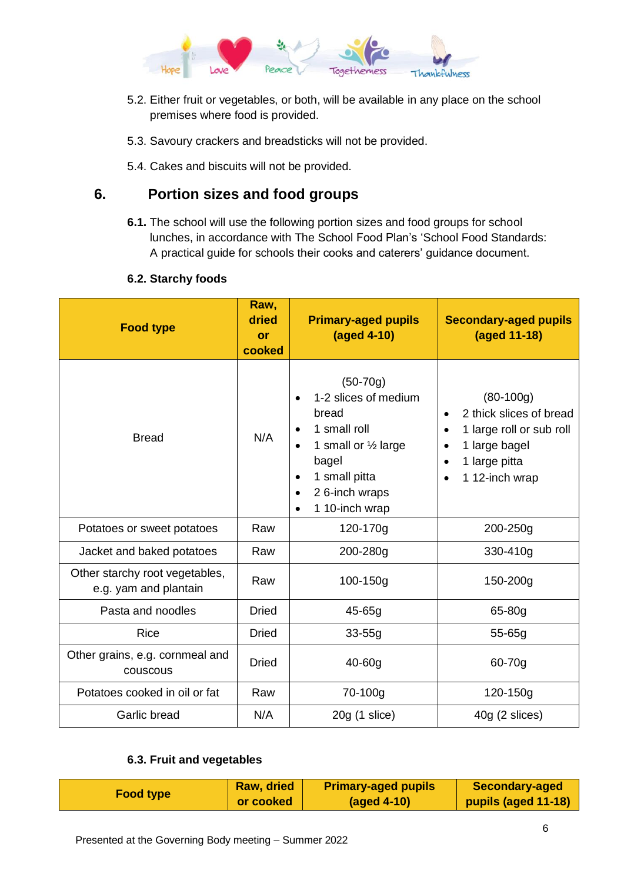5.2. Either fruit or vegetables, or both, will be available in any place on the school premises where food is provided.

5.3. Savoury crackers and breadsticks will not be provided.

5.4. Cakes and biscuits will not be provided.

## 6. Portion sizes and food groups

**6.1.** The school will use the following portion sizes and food groups for school lunches, in accordance with The School Food Plan's 'School Food Standards: A practical guide for schools their cooks and caterers' guidance document.

### 6.2. Starchy foods

| Food type | Raw, dried or cooked | Primary-aged pupils (aged 4-10) | Secondary-aged pupils (aged 11-18) |
|---|---|---|---|
| Bread | N/A | (50-70g)<br>• 1-2 slices of medium bread<br>• 1 small roll<br>• 1 small or ½ large bagel<br>• 1 small pitta<br>• 2 6-inch wraps<br>• 1 10-inch wrap | (80-100g)<br>• 2 thick slices of bread<br>• 1 large roll or sub roll<br>• 1 large bagel<br>• 1 large pitta<br>• 1 12-inch wrap |
| Potatoes or sweet potatoes | Raw | 120-170g | 200-250g |
| Jacket and baked potatoes | Raw | 200-280g | 330-410g |
| Other starchy root vegetables, e.g. yam and plantain | Raw | 100-150g | 150-200g |
| Pasta and noodles | Dried | 45-65g | 65-80g |
| Rice | Dried | 33-55g | 55-65g |
| Other grains, e.g. cornmeal and couscous | Dried | 40-60g | 60-70g |
| Potatoes cooked in oil or fat | Raw | 70-100g | 120-150g |
| Garlic bread | N/A | 20g (1 slice) | 40g (2 slices) |

### 6.3. Fruit and vegetables

| Food type | Raw, dried or cooked | Primary-aged pupils (aged 4-10) | Secondary-aged pupils (aged 11-18) |
|---|---|---|---|

Presented at the Governing Body meeting – Summer 2022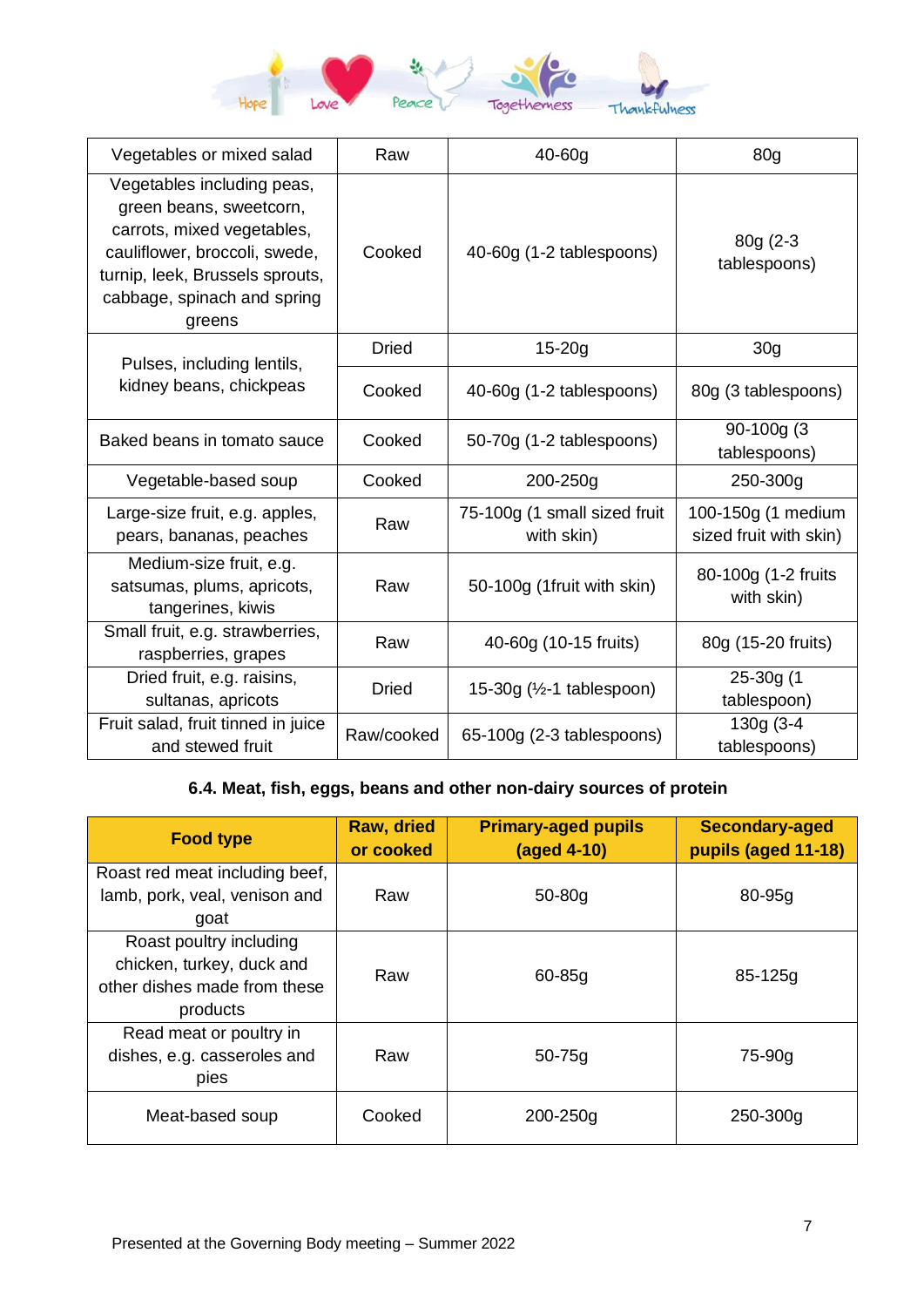| Vegetables or mixed salad | Raw | 40-60g | 80g |
|---|---|---|---|
| Vegetables including peas, green beans, sweetcorn, carrots, mixed vegetables, cauliflower, broccoli, swede, turnip, leek, Brussels sprouts, cabbage, spinach and spring greens | Cooked | 40-60g (1-2 tablespoons) | 80g (2-3 tablespoons) |
| Pulses, including lentils, kidney beans, chickpeas | Dried | 15-20g | 30g |
| | Cooked | 40-60g (1-2 tablespoons) | 80g (3 tablespoons) |
| Baked beans in tomato sauce | Cooked | 50-70g (1-2 tablespoons) | 90-100g (3 tablespoons) |
| Vegetable-based soup | Cooked | 200-250g | 250-300g |
| Large-size fruit, e.g. apples, pears, bananas, peaches | Raw | 75-100g (1 small sized fruit with skin) | 100-150g (1 medium sized fruit with skin) |
| Medium-size fruit, e.g. satsumas, plums, apricots, tangerines, kiwis | Raw | 50-100g (1fruit with skin) | 80-100g (1-2 fruits with skin) |
| Small fruit, e.g. strawberries, raspberries, grapes | Raw | 40-60g (10-15 fruits) | 80g (15-20 fruits) |
| Dried fruit, e.g. raisins, sultanas, apricots | Dried | 15-30g (½-1 tablespoon) | 25-30g (1 tablespoon) |
| Fruit salad, fruit tinned in juice and stewed fruit | Raw/cooked | 65-100g (2-3 tablespoons) | 130g (3-4 tablespoons) |

**6.4. Meat, fish, eggs, beans and other non-dairy sources of protein**

| Food type | Raw, dried or cooked | Primary-aged pupils (aged 4-10) | Secondary-aged pupils (aged 11-18) |
|---|---|---|---|
| Roast red meat including beef, lamb, pork, veal, venison and goat | Raw | 50-80g | 80-95g |
| Roast poultry including chicken, turkey, duck and other dishes made from these products | Raw | 60-85g | 85-125g |
| Read meat or poultry in dishes, e.g. casseroles and pies | Raw | 50-75g | 75-90g |
| Meat-based soup | Cooked | 200-250g | 250-300g |

Presented at the Governing Body meeting – Summer 2022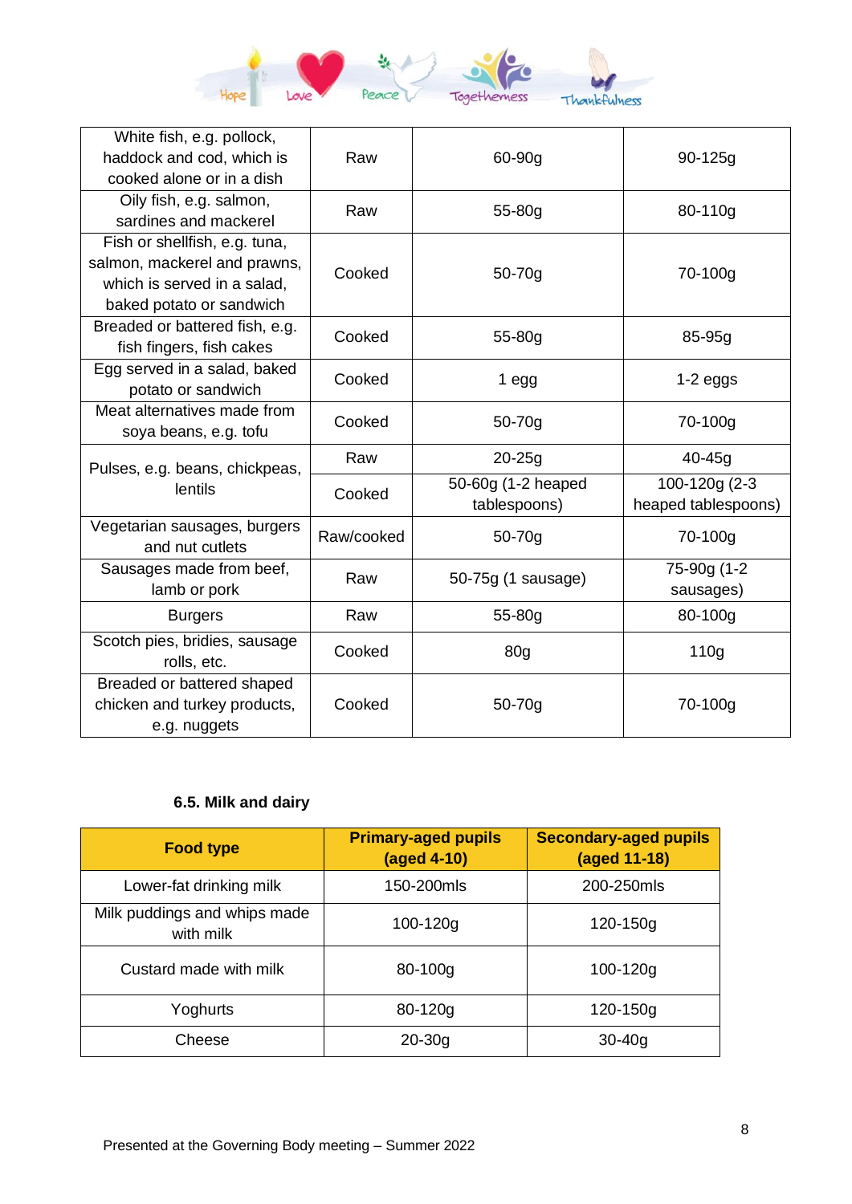| | | | |
|---|---|---|---|
| White fish, e.g. pollock, haddock and cod, which is cooked alone or in a dish | Raw | 60-90g | 90-125g |
| Oily fish, e.g. salmon, sardines and mackerel | Raw | 55-80g | 80-110g |
| Fish or shellfish, e.g. tuna, salmon, mackerel and prawns, which is served in a salad, baked potato or sandwich | Cooked | 50-70g | 70-100g |
| Breaded or battered fish, e.g. fish fingers, fish cakes | Cooked | 55-80g | 85-95g |
| Egg served in a salad, baked potato or sandwich | Cooked | 1 egg | 1-2 eggs |
| Meat alternatives made from soya beans, e.g. tofu | Cooked | 50-70g | 70-100g |
| Pulses, e.g. beans, chickpeas, lentils | Raw | 20-25g | 40-45g |
| | Cooked | 50-60g (1-2 heaped tablespoons) | 100-120g (2-3 heaped tablespoons) |
| Vegetarian sausages, burgers and nut cutlets | Raw/cooked | 50-70g | 70-100g |
| Sausages made from beef, lamb or pork | Raw | 50-75g (1 sausage) | 75-90g (1-2 sausages) |
| Burgers | Raw | 55-80g | 80-100g |
| Scotch pies, bridies, sausage rolls, etc. | Cooked | 80g | 110g |
| Breaded or battered shaped chicken and turkey products, e.g. nuggets | Cooked | 50-70g | 70-100g |

### 6.5. Milk and dairy

| Food type | Primary-aged pupils (aged 4-10) | Secondary-aged pupils (aged 11-18) |
|---|---|---|
| Lower-fat drinking milk | 150-200mls | 200-250mls |
| Milk puddings and whips made with milk | 100-120g | 120-150g |
| Custard made with milk | 80-100g | 100-120g |
| Yoghurts | 80-120g | 120-150g |
| Cheese | 20-30g | 30-40g |

Presented at the Governing Body meeting – Summer 2022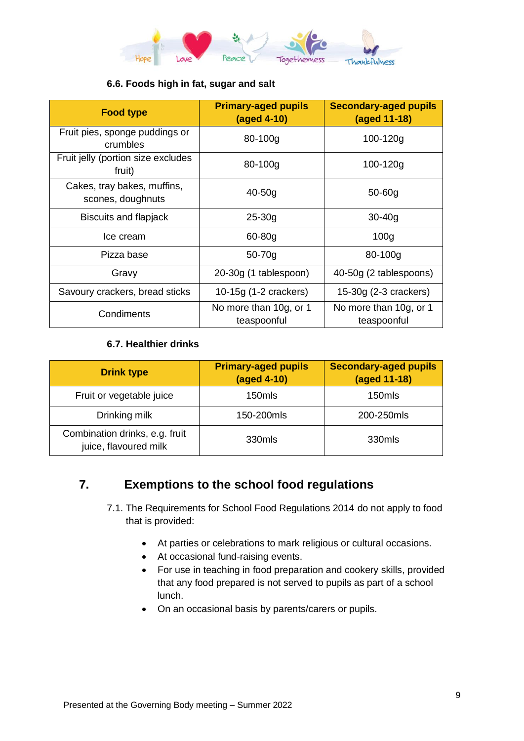### 6.6. Foods high in fat, sugar and salt

| Food type | Primary-aged pupils (aged 4-10) | Secondary-aged pupils (aged 11-18) |
|---|---|---|
| Fruit pies, sponge puddings or crumbles | 80-100g | 100-120g |
| Fruit jelly (portion size excludes fruit) | 80-100g | 100-120g |
| Cakes, tray bakes, muffins, scones, doughnuts | 40-50g | 50-60g |
| Biscuits and flapjack | 25-30g | 30-40g |
| Ice cream | 60-80g | 100g |
| Pizza base | 50-70g | 80-100g |
| Gravy | 20-30g (1 tablespoon) | 40-50g (2 tablespoons) |
| Savoury crackers, bread sticks | 10-15g (1-2 crackers) | 15-30g (2-3 crackers) |
| Condiments | No more than 10g, or 1 teaspoonful | No more than 10g, or 1 teaspoonful |

### 6.7. Healthier drinks

| Drink type | Primary-aged pupils (aged 4-10) | Secondary-aged pupils (aged 11-18) |
|---|---|---|
| Fruit or vegetable juice | 150mls | 150mls |
| Drinking milk | 150-200mls | 200-250mls |
| Combination drinks, e.g. fruit juice, flavoured milk | 330mls | 330mls |

## 7. Exemptions to the school food regulations

7.1. The Requirements for School Food Regulations 2014 do not apply to food that is provided:

- At parties or celebrations to mark religious or cultural occasions.
- At occasional fund-raising events.
- For use in teaching in food preparation and cookery skills, provided that any food prepared is not served to pupils as part of a school lunch.
- On an occasional basis by parents/carers or pupils.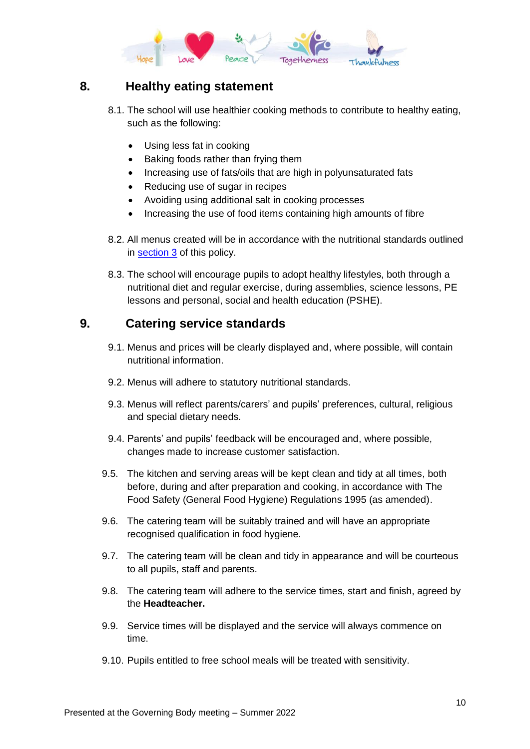## 8. Healthy eating statement

8.1. The school will use healthier cooking methods to contribute to healthy eating, such as the following:

- Using less fat in cooking
- Baking foods rather than frying them
- Increasing use of fats/oils that are high in polyunsaturated fats
- Reducing use of sugar in recipes
- Avoiding using additional salt in cooking processes
- Increasing the use of food items containing high amounts of fibre

8.2. All menus created will be in accordance with the nutritional standards outlined in section 3 of this policy.

8.3. The school will encourage pupils to adopt healthy lifestyles, both through a nutritional diet and regular exercise, during assemblies, science lessons, PE lessons and personal, social and health education (PSHE).

## 9. Catering service standards

9.1. Menus and prices will be clearly displayed and, where possible, will contain nutritional information.

9.2. Menus will adhere to statutory nutritional standards.

9.3. Menus will reflect parents/carers' and pupils' preferences, cultural, religious and special dietary needs.

9.4. Parents' and pupils' feedback will be encouraged and, where possible, changes made to increase customer satisfaction.

9.5. The kitchen and serving areas will be kept clean and tidy at all times, both before, during and after preparation and cooking, in accordance with The Food Safety (General Food Hygiene) Regulations 1995 (as amended).

9.6. The catering team will be suitably trained and will have an appropriate recognised qualification in food hygiene.

9.7. The catering team will be clean and tidy in appearance and will be courteous to all pupils, staff and parents.

9.8. The catering team will adhere to the service times, start and finish, agreed by the **Headteacher.**

9.9. Service times will be displayed and the service will always commence on time.

9.10. Pupils entitled to free school meals will be treated with sensitivity.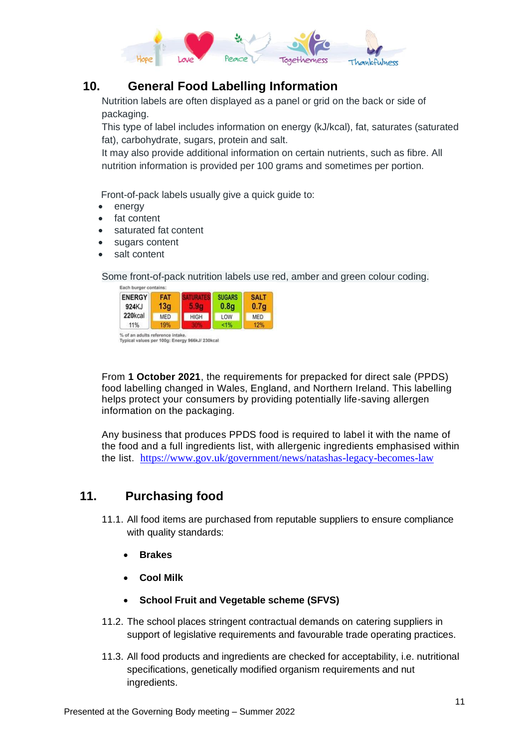## 10. General Food Labelling Information

Nutrition labels are often displayed as a panel or grid on the back or side of packaging.

This type of label includes information on energy (kJ/kcal), fat, saturates (saturated fat), carbohydrate, sugars, protein and salt.

It may also provide additional information on certain nutrients, such as fibre. All nutrition information is provided per 100 grams and sometimes per portion.

Front-of-pack labels usually give a quick guide to:

- energy
- fat content
- saturated fat content
- sugars content
- salt content

Some front-of-pack nutrition labels use red, amber and green colour coding.

Each burger contains:

| ENERGY | FAT | SATURATES | SUGARS | SALT |
|---|---|---|---|---|
| 924KJ 220kcal | 13g | 5.9g | 0.8g | 0.7g |
| | MED | HIGH | LOW | MED |
| 11% | 19% | 30% | <1% | 12% |

% of an adults reference intake.
Typical values per 100g: Energy 966kJ/ 230kcal

From **1 October 2021**, the requirements for prepacked for direct sale (PPDS) food labelling changed in Wales, England, and Northern Ireland. This labelling helps protect your consumers by providing potentially life-saving allergen information on the packaging.

Any business that produces PPDS food is required to label it with the name of the food and a full ingredients list, with allergenic ingredients emphasised within the list. https://www.gov.uk/government/news/natashas-legacy-becomes-law

## 11. Purchasing food

11.1. All food items are purchased from reputable suppliers to ensure compliance with quality standards:

- **Brakes**
- **Cool Milk**
- **School Fruit and Vegetable scheme (SFVS)**

11.2. The school places stringent contractual demands on catering suppliers in support of legislative requirements and favourable trade operating practices.

11.3. All food products and ingredients are checked for acceptability, i.e. nutritional specifications, genetically modified organism requirements and nut ingredients.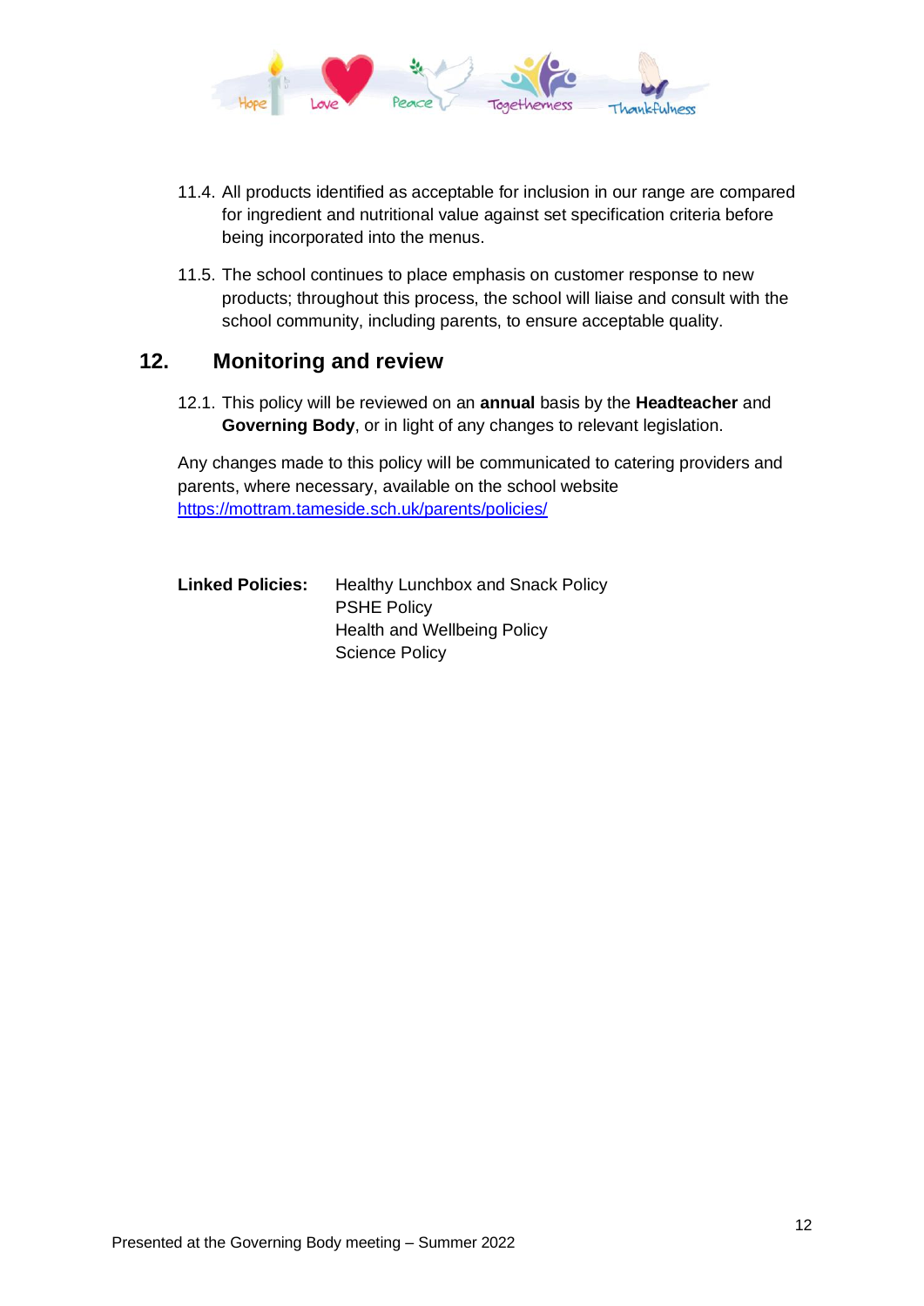11.4. All products identified as acceptable for inclusion in our range are compared for ingredient and nutritional value against set specification criteria before being incorporated into the menus.

11.5. The school continues to place emphasis on customer response to new products; throughout this process, the school will liaise and consult with the school community, including parents, to ensure acceptable quality.

## 12. Monitoring and review

12.1. This policy will be reviewed on an **annual** basis by the **Headteacher** and **Governing Body**, or in light of any changes to relevant legislation.

Any changes made to this policy will be communicated to catering providers and parents, where necessary, available on the school website [https://mottram.tameside.sch.uk/parents/policies/](https://mottram.tameside.sch.uk/parents/policies/)

**Linked Policies:** Healthy Lunchbox and Snack Policy
PSHE Policy
Health and Wellbeing Policy
Science Policy

Presented at the Governing Body meeting – Summer 2022